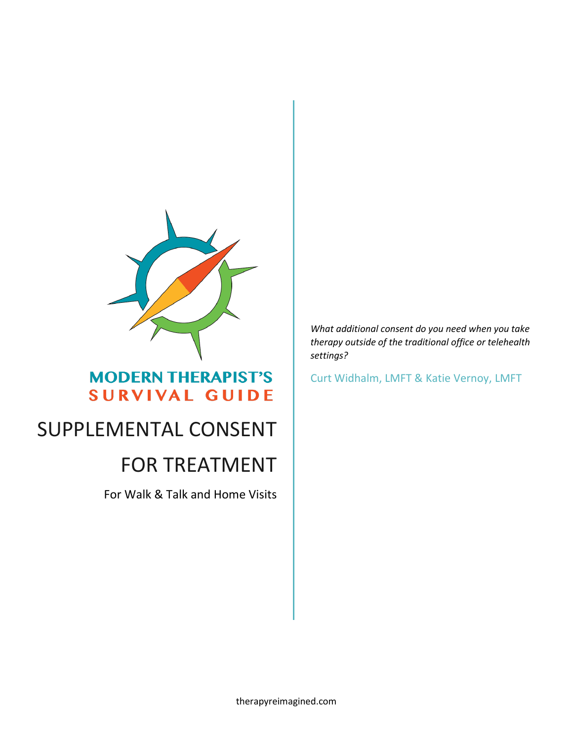MODERN THERAPIST'S
SURVIVAL GUIDE

# SUPPLEMENTAL CONSENT FOR TREATMENT

For Walk & Talk and Home Visits

*What additional consent do you need when you take therapy outside of the traditional office or telehealth settings?*

Curt Widhalm, LMFT & Katie Vernoy, LMFT

therapyreimagined.com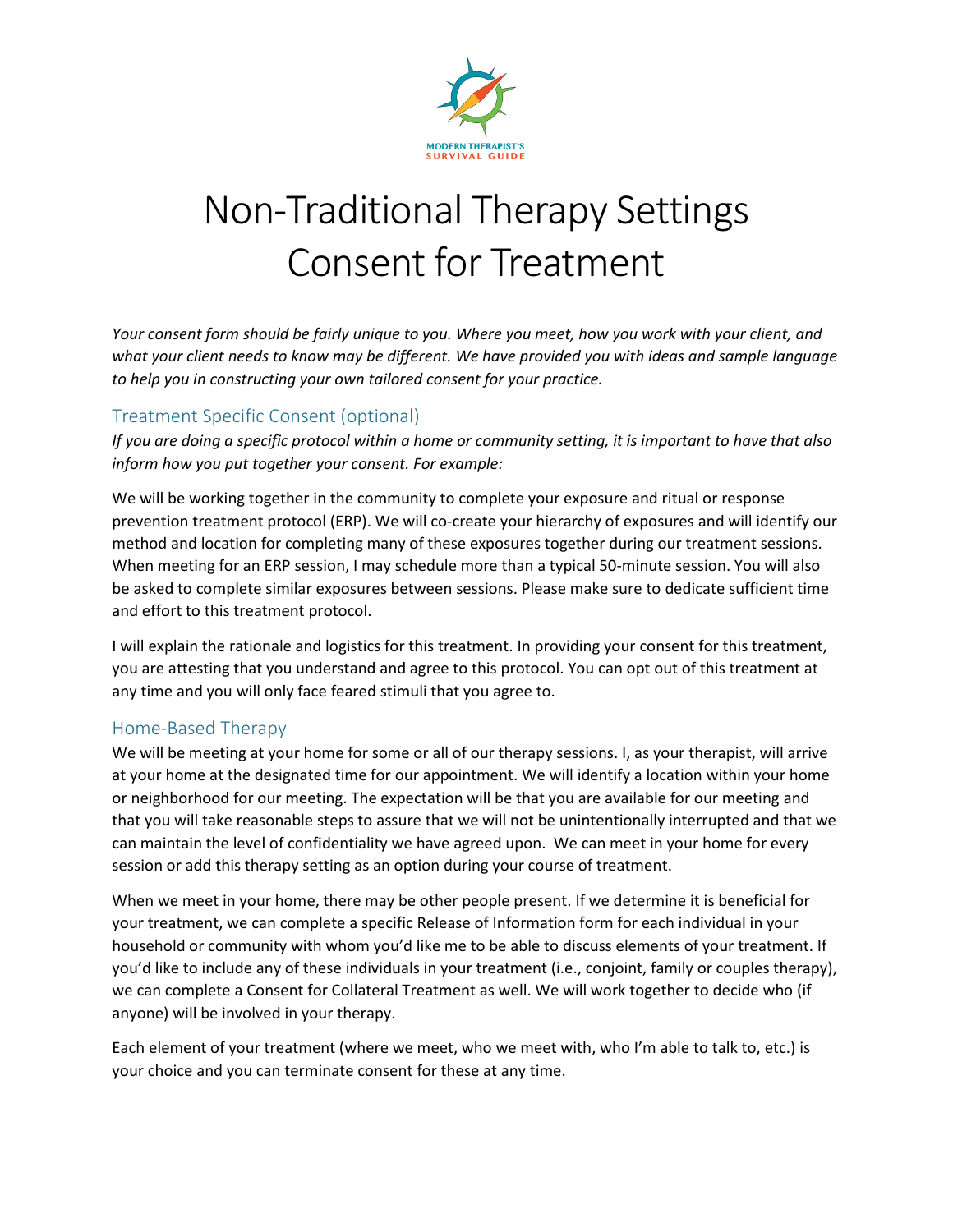MODERN THERAPIST'S SURVIVAL GUIDE

# Non-Traditional Therapy Settings Consent for Treatment

*Your consent form should be fairly unique to you. Where you meet, how you work with your client, and what your client needs to know may be different. We have provided you with ideas and sample language to help you in constructing your own tailored consent for your practice.*

## Treatment Specific Consent (optional)

*If you are doing a specific protocol within a home or community setting, it is important to have that also inform how you put together your consent. For example:*

We will be working together in the community to complete your exposure and ritual or response prevention treatment protocol (ERP). We will co-create your hierarchy of exposures and will identify our method and location for completing many of these exposures together during our treatment sessions. When meeting for an ERP session, I may schedule more than a typical 50-minute session. You will also be asked to complete similar exposures between sessions. Please make sure to dedicate sufficient time and effort to this treatment protocol.

I will explain the rationale and logistics for this treatment. In providing your consent for this treatment, you are attesting that you understand and agree to this protocol. You can opt out of this treatment at any time and you will only face feared stimuli that you agree to.

## Home-Based Therapy

We will be meeting at your home for some or all of our therapy sessions. I, as your therapist, will arrive at your home at the designated time for our appointment. We will identify a location within your home or neighborhood for our meeting. The expectation will be that you are available for our meeting and that you will take reasonable steps to assure that we will not be unintentionally interrupted and that we can maintain the level of confidentiality we have agreed upon. We can meet in your home for every session or add this therapy setting as an option during your course of treatment.

When we meet in your home, there may be other people present. If we determine it is beneficial for your treatment, we can complete a specific Release of Information form for each individual in your household or community with whom you'd like me to be able to discuss elements of your treatment. If you'd like to include any of these individuals in your treatment (i.e., conjoint, family or couples therapy), we can complete a Consent for Collateral Treatment as well. We will work together to decide who (if anyone) will be involved in your therapy.

Each element of your treatment (where we meet, who we meet with, who I'm able to talk to, etc.) is your choice and you can terminate consent for these at any time.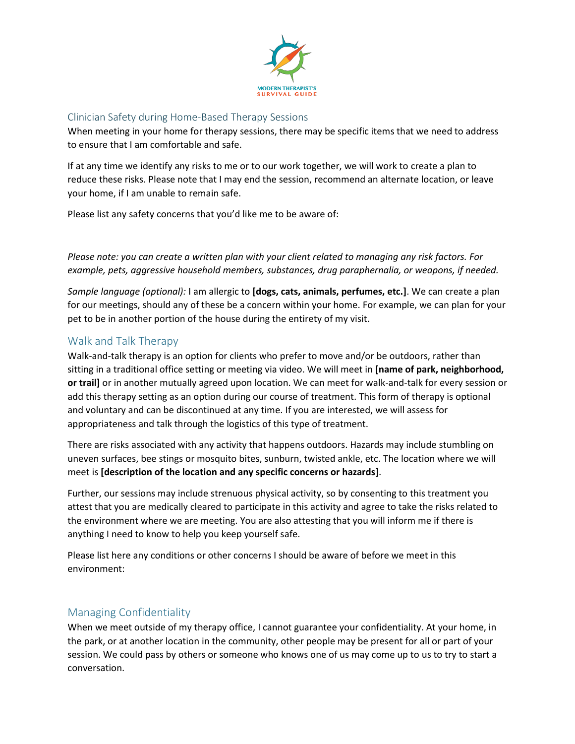## Clinician Safety during Home-Based Therapy Sessions

When meeting in your home for therapy sessions, there may be specific items that we need to address to ensure that I am comfortable and safe.

If at any time we identify any risks to me or to our work together, we will work to create a plan to reduce these risks. Please note that I may end the session, recommend an alternate location, or leave your home, if I am unable to remain safe.

Please list any safety concerns that you'd like me to be aware of:

*Please note: you can create a written plan with your client related to managing any risk factors. For example, pets, aggressive household members, substances, drug paraphernalia, or weapons, if needed.*

*Sample language (optional):* I am allergic to **[dogs, cats, animals, perfumes, etc.]**. We can create a plan for our meetings, should any of these be a concern within your home. For example, we can plan for your pet to be in another portion of the house during the entirety of my visit.

## Walk and Talk Therapy

Walk-and-talk therapy is an option for clients who prefer to move and/or be outdoors, rather than sitting in a traditional office setting or meeting via video. We will meet in **[name of park, neighborhood, or trail]** or in another mutually agreed upon location. We can meet for walk-and-talk for every session or add this therapy setting as an option during our course of treatment. This form of therapy is optional and voluntary and can be discontinued at any time. If you are interested, we will assess for appropriateness and talk through the logistics of this type of treatment.

There are risks associated with any activity that happens outdoors. Hazards may include stumbling on uneven surfaces, bee stings or mosquito bites, sunburn, twisted ankle, etc. The location where we will meet is **[description of the location and any specific concerns or hazards]**.

Further, our sessions may include strenuous physical activity, so by consenting to this treatment you attest that you are medically cleared to participate in this activity and agree to take the risks related to the environment where we are meeting. You are also attesting that you will inform me if there is anything I need to know to help you keep yourself safe.

Please list here any conditions or other concerns I should be aware of before we meet in this environment:

## Managing Confidentiality

When we meet outside of my therapy office, I cannot guarantee your confidentiality. At your home, in the park, or at another location in the community, other people may be present for all or part of your session. We could pass by others or someone who knows one of us may come up to us to try to start a conversation.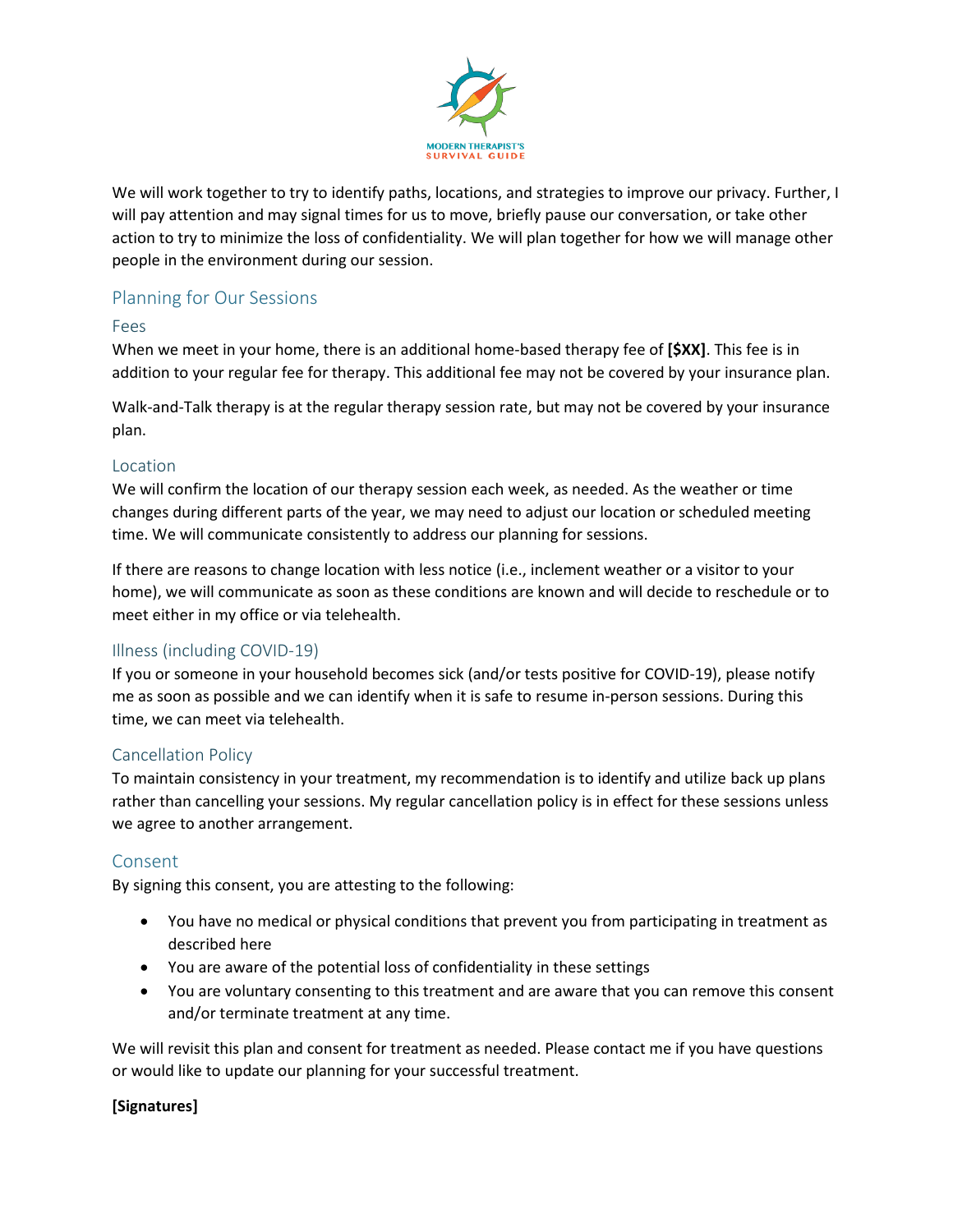We will work together to try to identify paths, locations, and strategies to improve our privacy. Further, I will pay attention and may signal times for us to move, briefly pause our conversation, or take other action to try to minimize the loss of confidentiality. We will plan together for how we will manage other people in the environment during our session.

## Planning for Our Sessions

### Fees

When we meet in your home, there is an additional home-based therapy fee of **[$XX]**. This fee is in addition to your regular fee for therapy. This additional fee may not be covered by your insurance plan.

Walk-and-Talk therapy is at the regular therapy session rate, but may not be covered by your insurance plan.

### Location

We will confirm the location of our therapy session each week, as needed. As the weather or time changes during different parts of the year, we may need to adjust our location or scheduled meeting time. We will communicate consistently to address our planning for sessions.

If there are reasons to change location with less notice (i.e., inclement weather or a visitor to your home), we will communicate as soon as these conditions are known and will decide to reschedule or to meet either in my office or via telehealth.

### Illness (including COVID-19)

If you or someone in your household becomes sick (and/or tests positive for COVID-19), please notify me as soon as possible and we can identify when it is safe to resume in-person sessions. During this time, we can meet via telehealth.

### Cancellation Policy

To maintain consistency in your treatment, my recommendation is to identify and utilize back up plans rather than cancelling your sessions. My regular cancellation policy is in effect for these sessions unless we agree to another arrangement.

## Consent

By signing this consent, you are attesting to the following:

- You have no medical or physical conditions that prevent you from participating in treatment as described here
- You are aware of the potential loss of confidentiality in these settings
- You are voluntary consenting to this treatment and are aware that you can remove this consent and/or terminate treatment at any time.

We will revisit this plan and consent for treatment as needed. Please contact me if you have questions or would like to update our planning for your successful treatment.

**[Signatures]**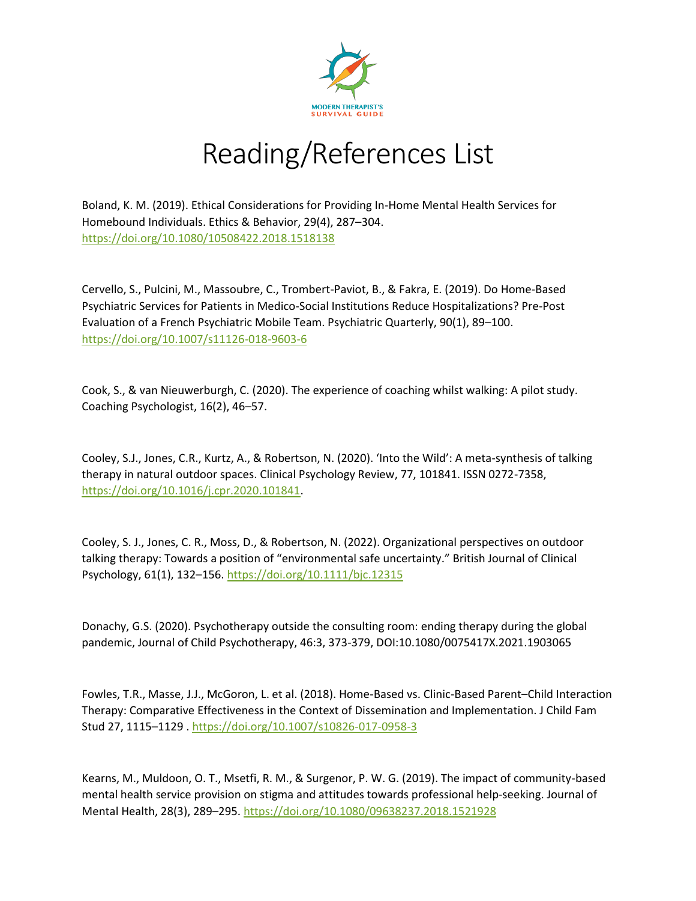MODERN THERAPIST'S SURVIVAL GUIDE

# Reading/References List

Boland, K. M. (2019). Ethical Considerations for Providing In-Home Mental Health Services for Homebound Individuals. Ethics & Behavior, 29(4), 287–304. https://doi.org/10.1080/10508422.2018.1518138

Cervello, S., Pulcini, M., Massoubre, C., Trombert-Paviot, B., & Fakra, E. (2019). Do Home-Based Psychiatric Services for Patients in Medico-Social Institutions Reduce Hospitalizations? Pre-Post Evaluation of a French Psychiatric Mobile Team. Psychiatric Quarterly, 90(1), 89–100. https://doi.org/10.1007/s11126-018-9603-6

Cook, S., & van Nieuwerburgh, C. (2020). The experience of coaching whilst walking: A pilot study. Coaching Psychologist, 16(2), 46–57.

Cooley, S.J., Jones, C.R., Kurtz, A., & Robertson, N. (2020). 'Into the Wild': A meta-synthesis of talking therapy in natural outdoor spaces. Clinical Psychology Review, 77, 101841. ISSN 0272-7358, https://doi.org/10.1016/j.cpr.2020.101841.

Cooley, S. J., Jones, C. R., Moss, D., & Robertson, N. (2022). Organizational perspectives on outdoor talking therapy: Towards a position of "environmental safe uncertainty." British Journal of Clinical Psychology, 61(1), 132–156. https://doi.org/10.1111/bjc.12315

Donachy, G.S. (2020). Psychotherapy outside the consulting room: ending therapy during the global pandemic, Journal of Child Psychotherapy, 46:3, 373-379, DOI:10.1080/0075417X.2021.1903065

Fowles, T.R., Masse, J.J., McGoron, L. et al. (2018). Home-Based vs. Clinic-Based Parent–Child Interaction Therapy: Comparative Effectiveness in the Context of Dissemination and Implementation. J Child Fam Stud 27, 1115–1129 . https://doi.org/10.1007/s10826-017-0958-3

Kearns, M., Muldoon, O. T., Msetfi, R. M., & Surgenor, P. W. G. (2019). The impact of community-based mental health service provision on stigma and attitudes towards professional help-seeking. Journal of Mental Health, 28(3), 289–295. https://doi.org/10.1080/09638237.2018.1521928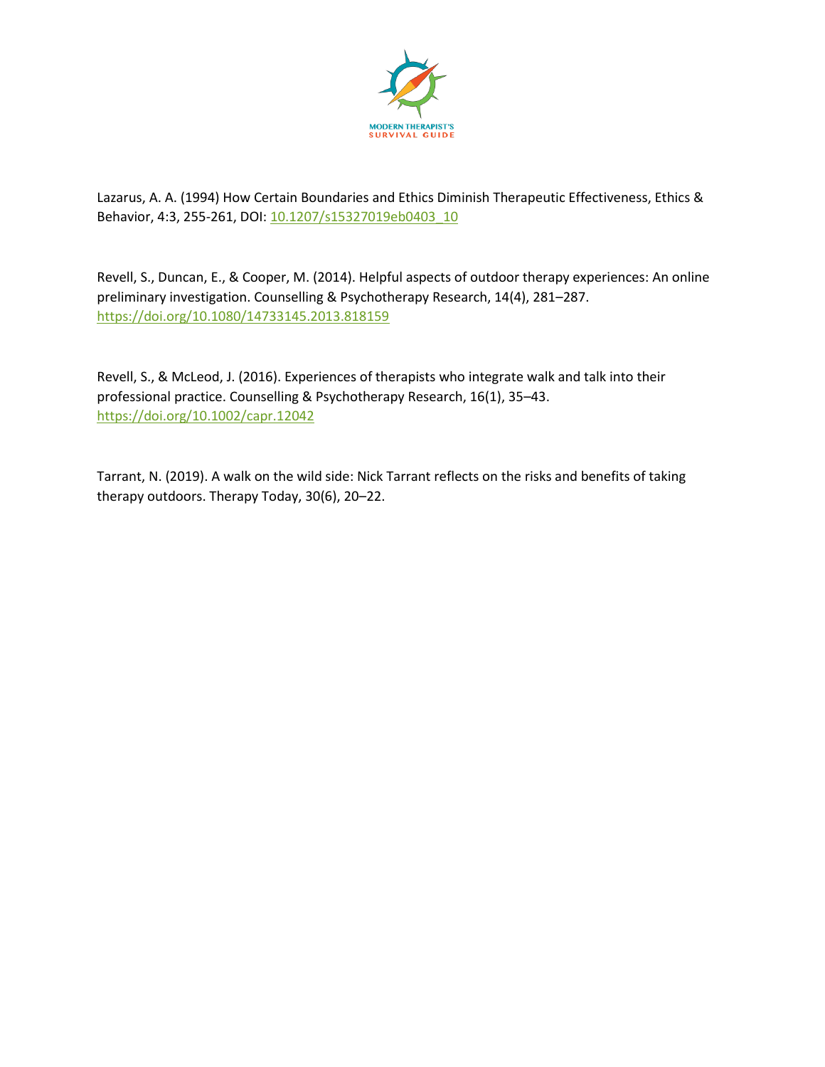Lazarus, A. A. (1994) How Certain Boundaries and Ethics Diminish Therapeutic Effectiveness, Ethics & Behavior, 4:3, 255-261, DOI: 10.1207/s15327019eb0403_10

Revell, S., Duncan, E., & Cooper, M. (2014). Helpful aspects of outdoor therapy experiences: An online preliminary investigation. Counselling & Psychotherapy Research, 14(4), 281–287. https://doi.org/10.1080/14733145.2013.818159

Revell, S., & McLeod, J. (2016). Experiences of therapists who integrate walk and talk into their professional practice. Counselling & Psychotherapy Research, 16(1), 35–43. https://doi.org/10.1002/capr.12042

Tarrant, N. (2019). A walk on the wild side: Nick Tarrant reflects on the risks and benefits of taking therapy outdoors. Therapy Today, 30(6), 20–22.